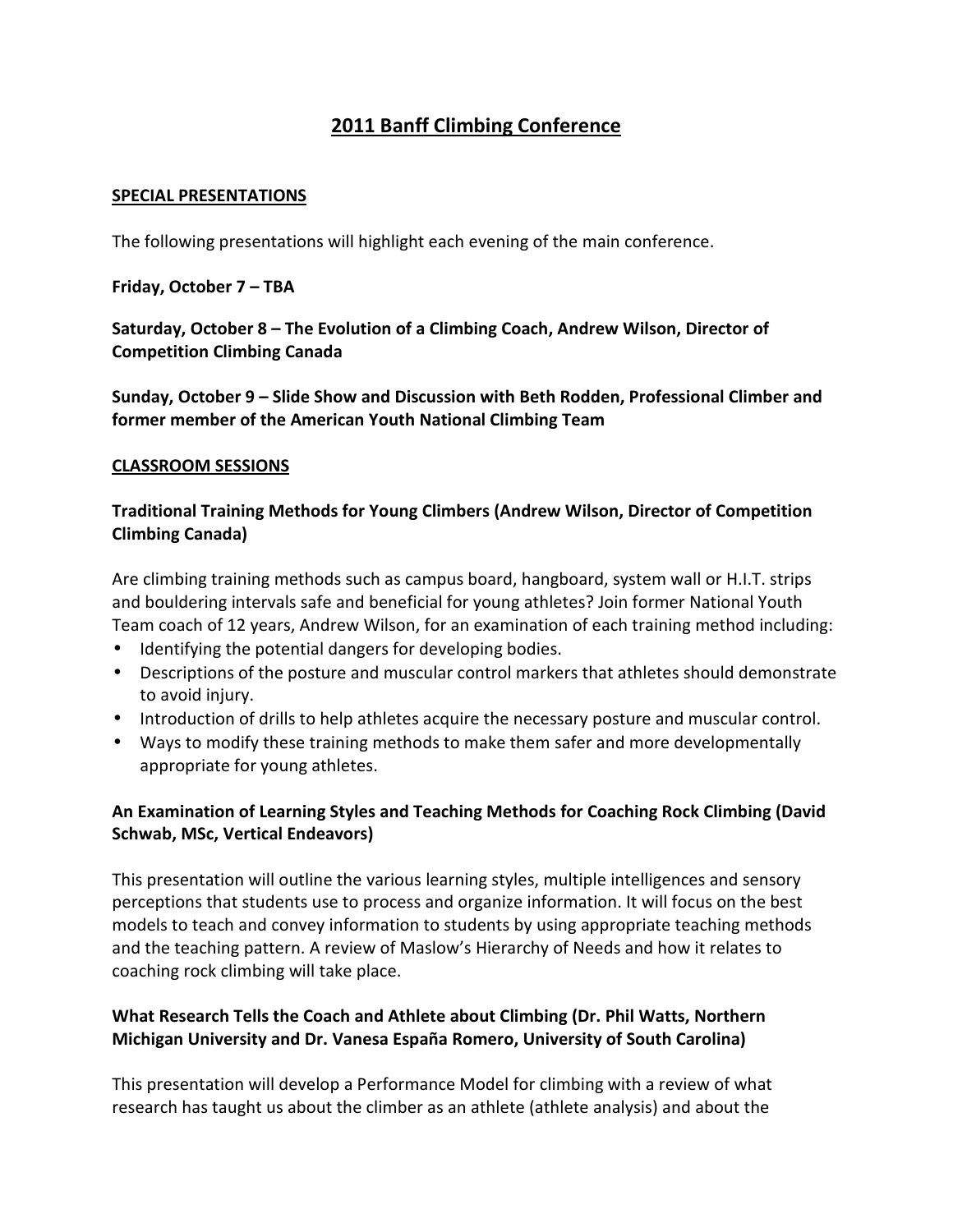# 2011 Banff Climbing Conference

## SPECIAL PRESENTATIONS

The following presentations will highlight each evening of the main conference.

**Friday, October 7 – TBA**

**Saturday, October 8 – The Evolution of a Climbing Coach, Andrew Wilson, Director of Competition Climbing Canada**

**Sunday, October 9 – Slide Show and Discussion with Beth Rodden, Professional Climber and former member of the American Youth National Climbing Team**

## CLASSROOM SESSIONS

### Traditional Training Methods for Young Climbers (Andrew Wilson, Director of Competition Climbing Canada)

Are climbing training methods such as campus board, hangboard, system wall or H.I.T. strips and bouldering intervals safe and beneficial for young athletes? Join former National Youth Team coach of 12 years, Andrew Wilson, for an examination of each training method including:

- Identifying the potential dangers for developing bodies.
- Descriptions of the posture and muscular control markers that athletes should demonstrate to avoid injury.
- Introduction of drills to help athletes acquire the necessary posture and muscular control.
- Ways to modify these training methods to make them safer and more developmentally appropriate for young athletes.

### An Examination of Learning Styles and Teaching Methods for Coaching Rock Climbing (David Schwab, MSc, Vertical Endeavors)

This presentation will outline the various learning styles, multiple intelligences and sensory perceptions that students use to process and organize information. It will focus on the best models to teach and convey information to students by using appropriate teaching methods and the teaching pattern. A review of Maslow's Hierarchy of Needs and how it relates to coaching rock climbing will take place.

### What Research Tells the Coach and Athlete about Climbing (Dr. Phil Watts, Northern Michigan University and Dr. Vanesa España Romero, University of South Carolina)

This presentation will develop a Performance Model for climbing with a review of what research has taught us about the climber as an athlete (athlete analysis) and about the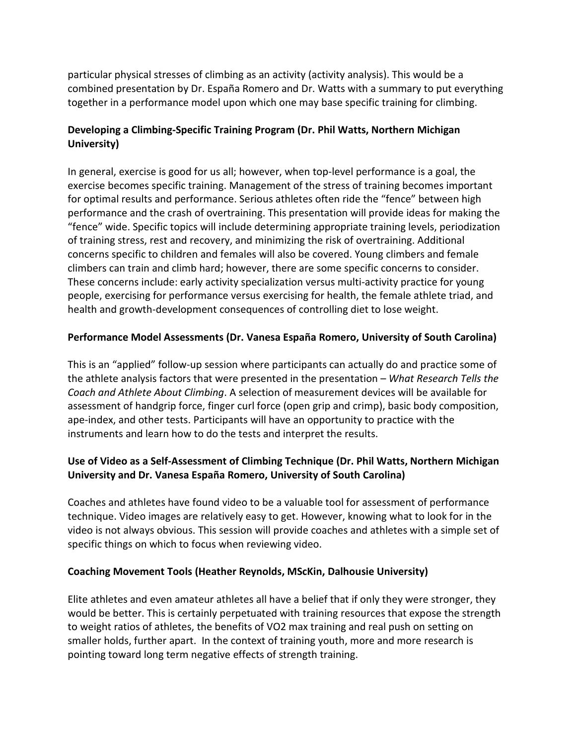particular physical stresses of climbing as an activity (activity analysis). This would be a combined presentation by Dr. España Romero and Dr. Watts with a summary to put everything together in a performance model upon which one may base specific training for climbing.

**Developing a Climbing-Specific Training Program (Dr. Phil Watts, Northern Michigan University)**

In general, exercise is good for us all; however, when top-level performance is a goal, the exercise becomes specific training. Management of the stress of training becomes important for optimal results and performance. Serious athletes often ride the "fence" between high performance and the crash of overtraining. This presentation will provide ideas for making the "fence" wide. Specific topics will include determining appropriate training levels, periodization of training stress, rest and recovery, and minimizing the risk of overtraining. Additional concerns specific to children and females will also be covered. Young climbers and female climbers can train and climb hard; however, there are some specific concerns to consider. These concerns include: early activity specialization versus multi-activity practice for young people, exercising for performance versus exercising for health, the female athlete triad, and health and growth-development consequences of controlling diet to lose weight.

**Performance Model Assessments (Dr. Vanesa España Romero, University of South Carolina)**

This is an "applied" follow-up session where participants can actually do and practice some of the athlete analysis factors that were presented in the presentation – *What Research Tells the Coach and Athlete About Climbing*. A selection of measurement devices will be available for assessment of handgrip force, finger curl force (open grip and crimp), basic body composition, ape-index, and other tests. Participants will have an opportunity to practice with the instruments and learn how to do the tests and interpret the results.

**Use of Video as a Self-Assessment of Climbing Technique (Dr. Phil Watts, Northern Michigan University and Dr. Vanesa España Romero, University of South Carolina)**

Coaches and athletes have found video to be a valuable tool for assessment of performance technique. Video images are relatively easy to get. However, knowing what to look for in the video is not always obvious. This session will provide coaches and athletes with a simple set of specific things on which to focus when reviewing video.

**Coaching Movement Tools (Heather Reynolds, MScKin, Dalhousie University)**

Elite athletes and even amateur athletes all have a belief that if only they were stronger, they would be better. This is certainly perpetuated with training resources that expose the strength to weight ratios of athletes, the benefits of VO2 max training and real push on setting on smaller holds, further apart. In the context of training youth, more and more research is pointing toward long term negative effects of strength training.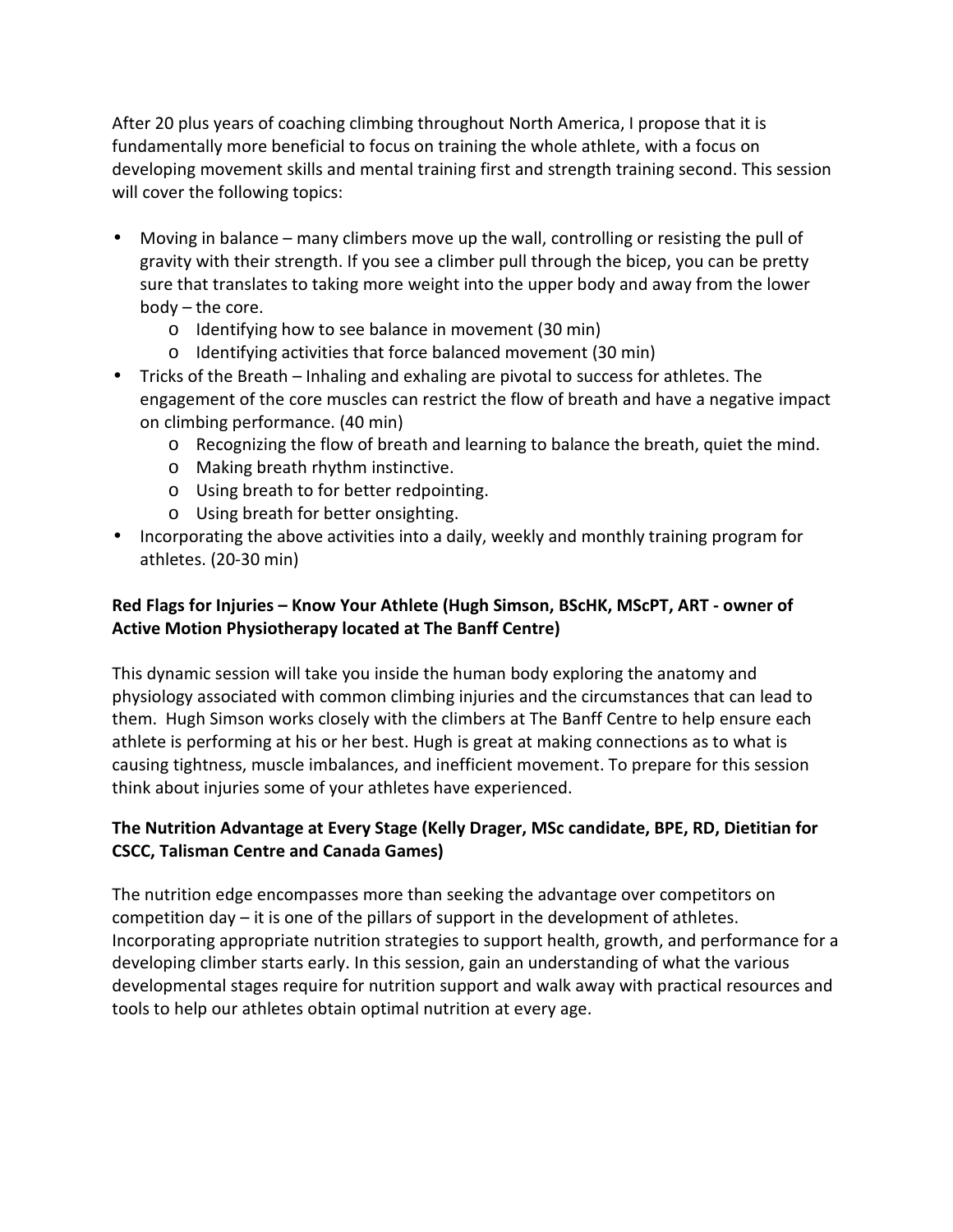After 20 plus years of coaching climbing throughout North America, I propose that it is fundamentally more beneficial to focus on training the whole athlete, with a focus on developing movement skills and mental training first and strength training second. This session will cover the following topics:

- Moving in balance – many climbers move up the wall, controlling or resisting the pull of gravity with their strength. If you see a climber pull through the bicep, you can be pretty sure that translates to taking more weight into the upper body and away from the lower body – the core.
    - Identifying how to see balance in movement (30 min)
    - Identifying activities that force balanced movement (30 min)
- Tricks of the Breath – Inhaling and exhaling are pivotal to success for athletes. The engagement of the core muscles can restrict the flow of breath and have a negative impact on climbing performance. (40 min)
    - Recognizing the flow of breath and learning to balance the breath, quiet the mind.
    - Making breath rhythm instinctive.
    - Using breath to for better redpointing.
    - Using breath for better onsighting.
- Incorporating the above activities into a daily, weekly and monthly training program for athletes. (20-30 min)

**Red Flags for Injuries – Know Your Athlete (Hugh Simson, BScHK, MScPT, ART - owner of Active Motion Physiotherapy located at The Banff Centre)**

This dynamic session will take you inside the human body exploring the anatomy and physiology associated with common climbing injuries and the circumstances that can lead to them. Hugh Simson works closely with the climbers at The Banff Centre to help ensure each athlete is performing at his or her best. Hugh is great at making connections as to what is causing tightness, muscle imbalances, and inefficient movement. To prepare for this session think about injuries some of your athletes have experienced.

**The Nutrition Advantage at Every Stage (Kelly Drager, MSc candidate, BPE, RD, Dietitian for CSCC, Talisman Centre and Canada Games)**

The nutrition edge encompasses more than seeking the advantage over competitors on competition day – it is one of the pillars of support in the development of athletes. Incorporating appropriate nutrition strategies to support health, growth, and performance for a developing climber starts early. In this session, gain an understanding of what the various developmental stages require for nutrition support and walk away with practical resources and tools to help our athletes obtain optimal nutrition at every age.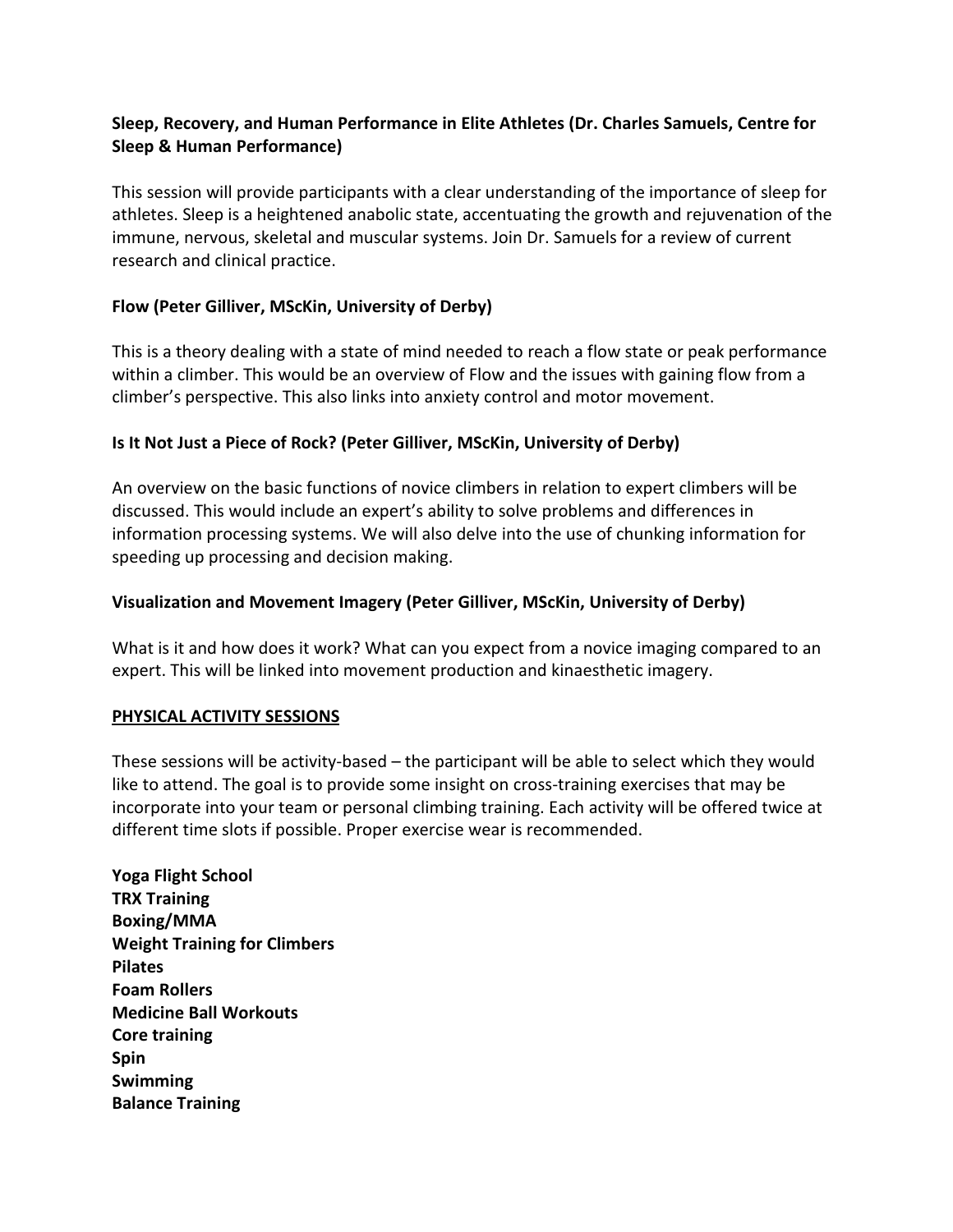**Sleep, Recovery, and Human Performance in Elite Athletes (Dr. Charles Samuels, Centre for Sleep & Human Performance)**

This session will provide participants with a clear understanding of the importance of sleep for athletes. Sleep is a heightened anabolic state, accentuating the growth and rejuvenation of the immune, nervous, skeletal and muscular systems. Join Dr. Samuels for a review of current research and clinical practice.

**Flow (Peter Gilliver, MScKin, University of Derby)**

This is a theory dealing with a state of mind needed to reach a flow state or peak performance within a climber. This would be an overview of Flow and the issues with gaining flow from a climber's perspective. This also links into anxiety control and motor movement.

**Is It Not Just a Piece of Rock? (Peter Gilliver, MScKin, University of Derby)**

An overview on the basic functions of novice climbers in relation to expert climbers will be discussed. This would include an expert's ability to solve problems and differences in information processing systems. We will also delve into the use of chunking information for speeding up processing and decision making.

**Visualization and Movement Imagery (Peter Gilliver, MScKin, University of Derby)**

What is it and how does it work? What can you expect from a novice imaging compared to an expert. This will be linked into movement production and kinaesthetic imagery.

## PHYSICAL ACTIVITY SESSIONS

These sessions will be activity-based – the participant will be able to select which they would like to attend. The goal is to provide some insight on cross-training exercises that may be incorporate into your team or personal climbing training. Each activity will be offered twice at different time slots if possible. Proper exercise wear is recommended.

**Yoga Flight School**
**TRX Training**
**Boxing/MMA**
**Weight Training for Climbers**
**Pilates**
**Foam Rollers**
**Medicine Ball Workouts**
**Core training**
**Spin**
**Swimming**
**Balance Training**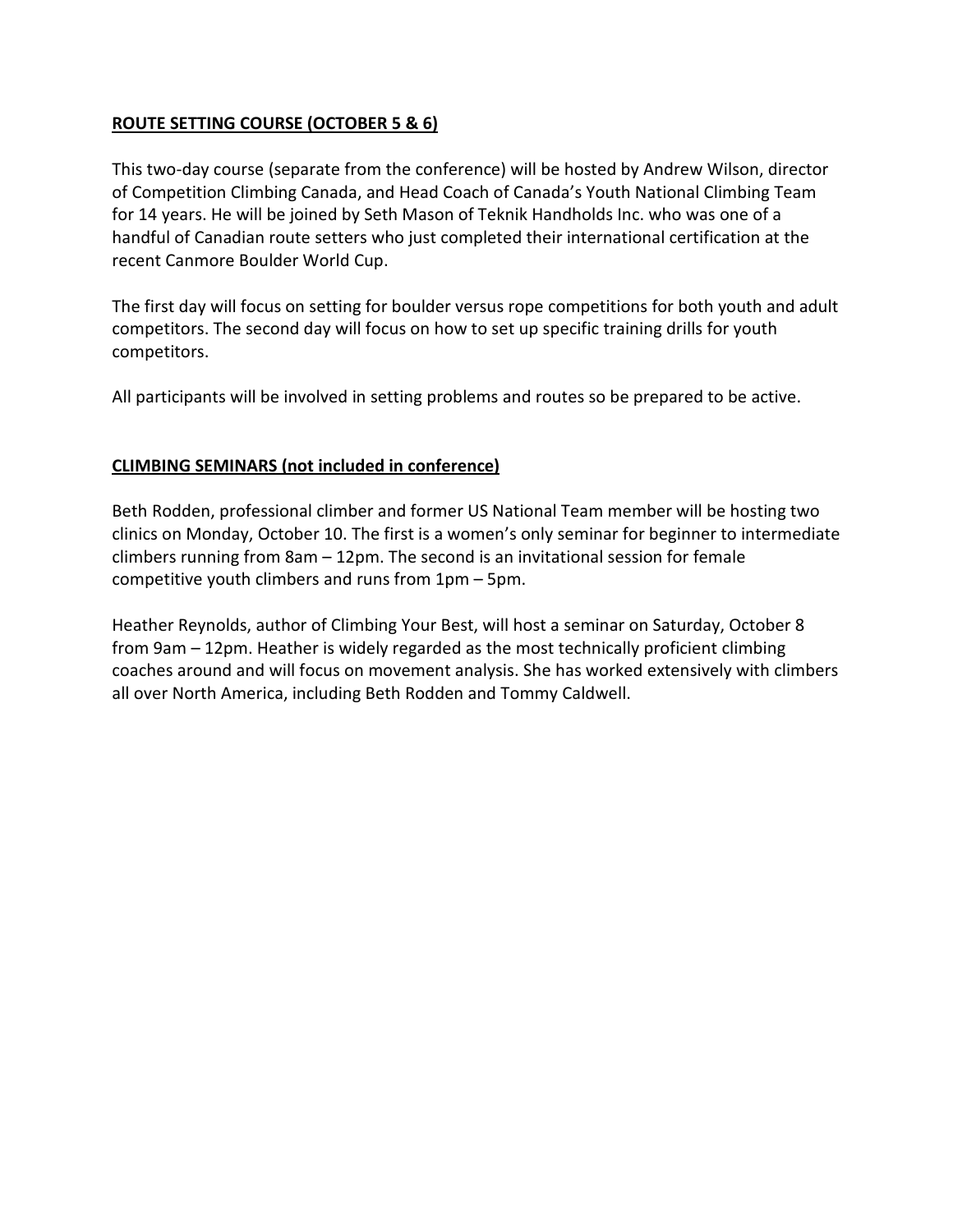## ROUTE SETTING COURSE (OCTOBER 5 & 6)

This two-day course (separate from the conference) will be hosted by Andrew Wilson, director of Competition Climbing Canada, and Head Coach of Canada's Youth National Climbing Team for 14 years. He will be joined by Seth Mason of Teknik Handholds Inc. who was one of a handful of Canadian route setters who just completed their international certification at the recent Canmore Boulder World Cup.

The first day will focus on setting for boulder versus rope competitions for both youth and adult competitors. The second day will focus on how to set up specific training drills for youth competitors.

All participants will be involved in setting problems and routes so be prepared to be active.

## CLIMBING SEMINARS (not included in conference)

Beth Rodden, professional climber and former US National Team member will be hosting two clinics on Monday, October 10. The first is a women's only seminar for beginner to intermediate climbers running from 8am – 12pm. The second is an invitational session for female competitive youth climbers and runs from 1pm – 5pm.

Heather Reynolds, author of Climbing Your Best, will host a seminar on Saturday, October 8 from 9am – 12pm. Heather is widely regarded as the most technically proficient climbing coaches around and will focus on movement analysis. She has worked extensively with climbers all over North America, including Beth Rodden and Tommy Caldwell.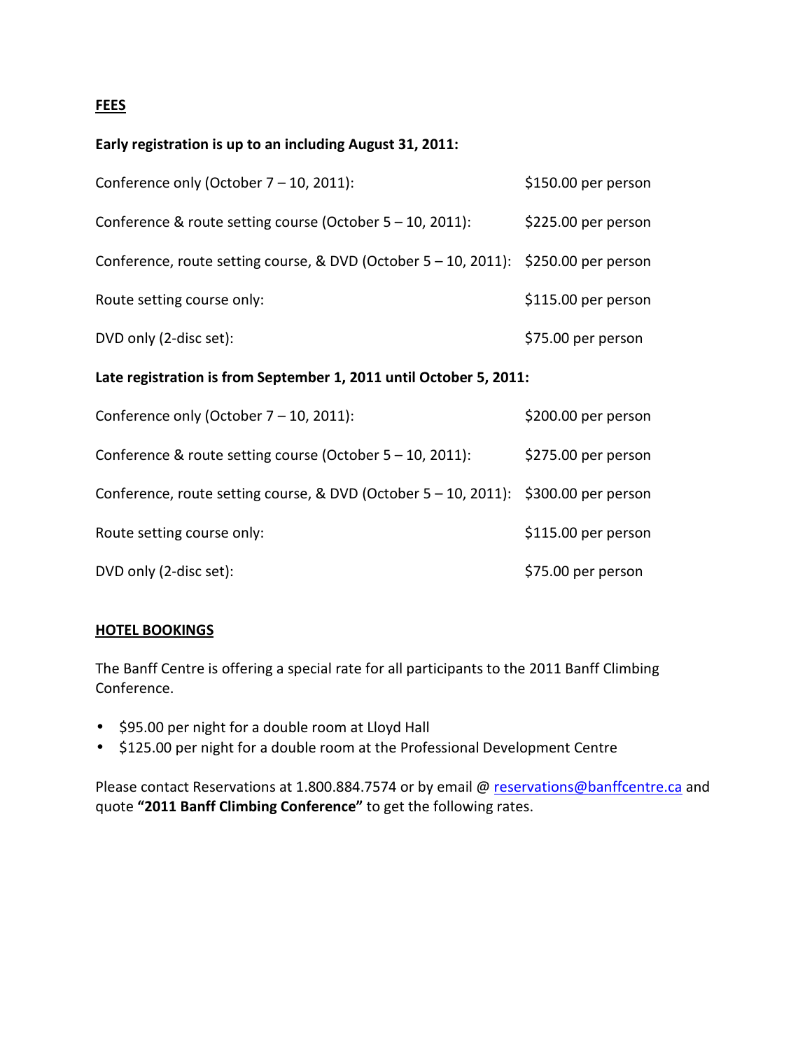**FEES**

**Early registration is up to an including August 31, 2011:**

| | |
|---|---|
| Conference only (October 7 – 10, 2011): | $150.00 per person |
| Conference & route setting course (October 5 – 10, 2011): | $225.00 per person |
| Conference, route setting course, & DVD (October 5 – 10, 2011): | $250.00 per person |
| Route setting course only: | $115.00 per person |
| DVD only (2-disc set): | $75.00 per person |

**Late registration is from September 1, 2011 until October 5, 2011:**

| | |
|---|---|
| Conference only (October 7 – 10, 2011): | $200.00 per person |
| Conference & route setting course (October 5 – 10, 2011): | $275.00 per person |
| Conference, route setting course, & DVD (October 5 – 10, 2011): | $300.00 per person |
| Route setting course only: | $115.00 per person |
| DVD only (2-disc set): | $75.00 per person |

**HOTEL BOOKINGS**

The Banff Centre is offering a special rate for all participants to the 2011 Banff Climbing Conference.

- $95.00 per night for a double room at Lloyd Hall
- $125.00 per night for a double room at the Professional Development Centre

Please contact Reservations at 1.800.884.7574 or by email @ reservations@banffcentre.ca and quote **"2011 Banff Climbing Conference"** to get the following rates.